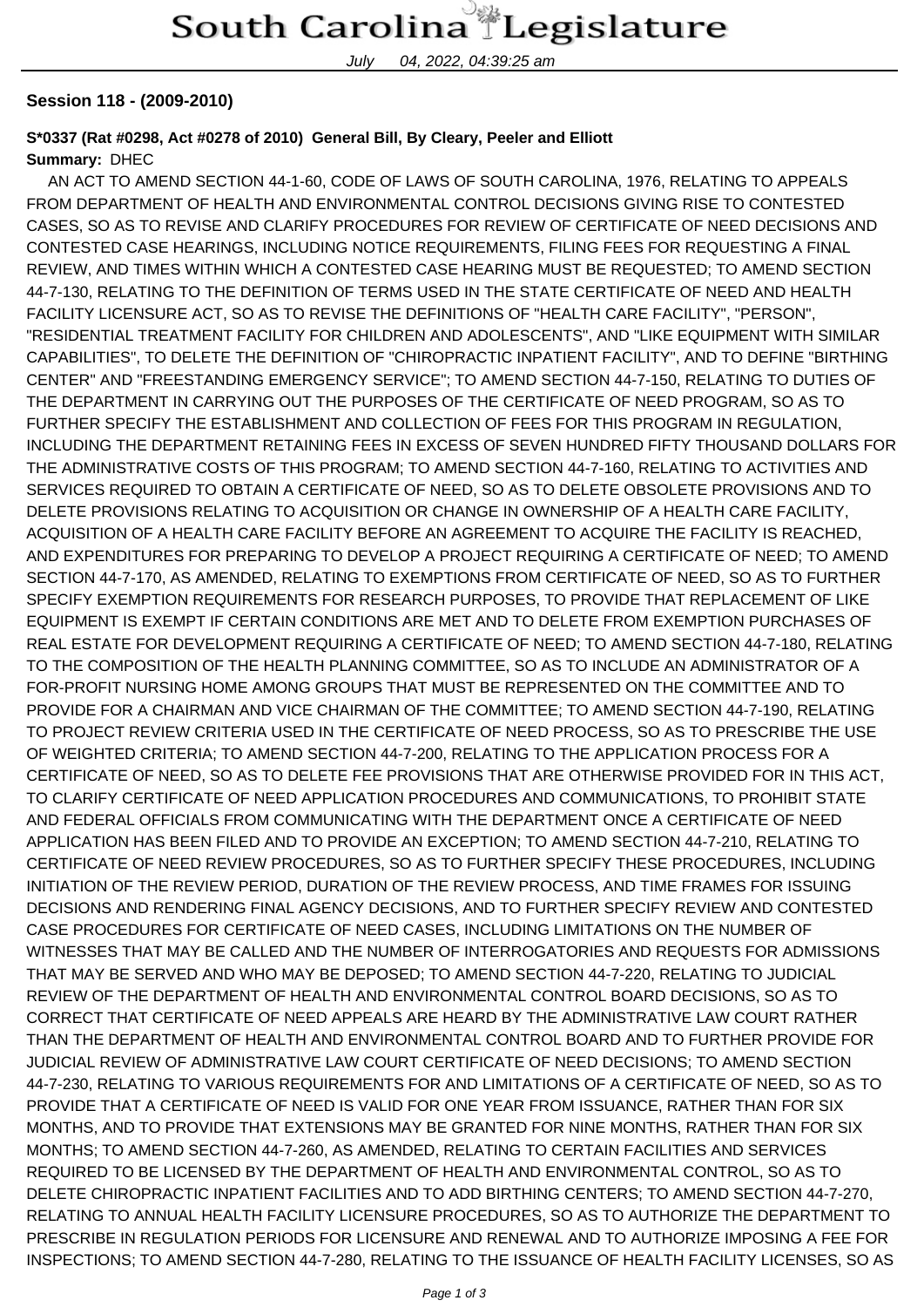# South Carolina Legislature

July 04, 2022, 04:39:25 am

**Session 118 - (2009-2010)**

**S*0337 (Rat #0298, Act #0278 of 2010) General Bill, By Cleary, Peeler and Elliott**

**Summary:** DHEC

AN ACT TO AMEND SECTION 44-1-60, CODE OF LAWS OF SOUTH CAROLINA, 1976, RELATING TO APPEALS FROM DEPARTMENT OF HEALTH AND ENVIRONMENTAL CONTROL DECISIONS GIVING RISE TO CONTESTED CASES, SO AS TO REVISE AND CLARIFY PROCEDURES FOR REVIEW OF CERTIFICATE OF NEED DECISIONS AND CONTESTED CASE HEARINGS, INCLUDING NOTICE REQUIREMENTS, FILING FEES FOR REQUESTING A FINAL REVIEW, AND TIMES WITHIN WHICH A CONTESTED CASE HEARING MUST BE REQUESTED; TO AMEND SECTION 44-7-130, RELATING TO THE DEFINITION OF TERMS USED IN THE STATE CERTIFICATE OF NEED AND HEALTH FACILITY LICENSURE ACT, SO AS TO REVISE THE DEFINITIONS OF "HEALTH CARE FACILITY", "PERSON", "RESIDENTIAL TREATMENT FACILITY FOR CHILDREN AND ADOLESCENTS", AND "LIKE EQUIPMENT WITH SIMILAR CAPABILITIES", TO DELETE THE DEFINITION OF "CHIROPRACTIC INPATIENT FACILITY", AND TO DEFINE "BIRTHING CENTER" AND "FREESTANDING EMERGENCY SERVICE"; TO AMEND SECTION 44-7-150, RELATING TO DUTIES OF THE DEPARTMENT IN CARRYING OUT THE PURPOSES OF THE CERTIFICATE OF NEED PROGRAM, SO AS TO FURTHER SPECIFY THE ESTABLISHMENT AND COLLECTION OF FEES FOR THIS PROGRAM IN REGULATION, INCLUDING THE DEPARTMENT RETAINING FEES IN EXCESS OF SEVEN HUNDRED FIFTY THOUSAND DOLLARS FOR THE ADMINISTRATIVE COSTS OF THIS PROGRAM; TO AMEND SECTION 44-7-160, RELATING TO ACTIVITIES AND SERVICES REQUIRED TO OBTAIN A CERTIFICATE OF NEED, SO AS TO DELETE OBSOLETE PROVISIONS AND TO DELETE PROVISIONS RELATING TO ACQUISITION OR CHANGE IN OWNERSHIP OF A HEALTH CARE FACILITY, ACQUISITION OF A HEALTH CARE FACILITY BEFORE AN AGREEMENT TO ACQUIRE THE FACILITY IS REACHED, AND EXPENDITURES FOR PREPARING TO DEVELOP A PROJECT REQUIRING A CERTIFICATE OF NEED; TO AMEND SECTION 44-7-170, AS AMENDED, RELATING TO EXEMPTIONS FROM CERTIFICATE OF NEED, SO AS TO FURTHER SPECIFY EXEMPTION REQUIREMENTS FOR RESEARCH PURPOSES, TO PROVIDE THAT REPLACEMENT OF LIKE EQUIPMENT IS EXEMPT IF CERTAIN CONDITIONS ARE MET AND TO DELETE FROM EXEMPTION PURCHASES OF REAL ESTATE FOR DEVELOPMENT REQUIRING A CERTIFICATE OF NEED; TO AMEND SECTION 44-7-180, RELATING TO THE COMPOSITION OF THE HEALTH PLANNING COMMITTEE, SO AS TO INCLUDE AN ADMINISTRATOR OF A FOR-PROFIT NURSING HOME AMONG GROUPS THAT MUST BE REPRESENTED ON THE COMMITTEE AND TO PROVIDE FOR A CHAIRMAN AND VICE CHAIRMAN OF THE COMMITTEE; TO AMEND SECTION 44-7-190, RELATING TO PROJECT REVIEW CRITERIA USED IN THE CERTIFICATE OF NEED PROCESS, SO AS TO PRESCRIBE THE USE OF WEIGHTED CRITERIA; TO AMEND SECTION 44-7-200, RELATING TO THE APPLICATION PROCESS FOR A CERTIFICATE OF NEED, SO AS TO DELETE FEE PROVISIONS THAT ARE OTHERWISE PROVIDED FOR IN THIS ACT, TO CLARIFY CERTIFICATE OF NEED APPLICATION PROCEDURES AND COMMUNICATIONS, TO PROHIBIT STATE AND FEDERAL OFFICIALS FROM COMMUNICATING WITH THE DEPARTMENT ONCE A CERTIFICATE OF NEED APPLICATION HAS BEEN FILED AND TO PROVIDE AN EXCEPTION; TO AMEND SECTION 44-7-210, RELATING TO CERTIFICATE OF NEED REVIEW PROCEDURES, SO AS TO FURTHER SPECIFY THESE PROCEDURES, INCLUDING INITIATION OF THE REVIEW PERIOD, DURATION OF THE REVIEW PROCESS, AND TIME FRAMES FOR ISSUING DECISIONS AND RENDERING FINAL AGENCY DECISIONS, AND TO FURTHER SPECIFY REVIEW AND CONTESTED CASE PROCEDURES FOR CERTIFICATE OF NEED CASES, INCLUDING LIMITATIONS ON THE NUMBER OF WITNESSES THAT MAY BE CALLED AND THE NUMBER OF INTERROGATORIES AND REQUESTS FOR ADMISSIONS THAT MAY BE SERVED AND WHO MAY BE DEPOSED; TO AMEND SECTION 44-7-220, RELATING TO JUDICIAL REVIEW OF THE DEPARTMENT OF HEALTH AND ENVIRONMENTAL CONTROL BOARD DECISIONS, SO AS TO CORRECT THAT CERTIFICATE OF NEED APPEALS ARE HEARD BY THE ADMINISTRATIVE LAW COURT RATHER THAN THE DEPARTMENT OF HEALTH AND ENVIRONMENTAL CONTROL BOARD AND TO FURTHER PROVIDE FOR JUDICIAL REVIEW OF ADMINISTRATIVE LAW COURT CERTIFICATE OF NEED DECISIONS; TO AMEND SECTION 44-7-230, RELATING TO VARIOUS REQUIREMENTS FOR AND LIMITATIONS OF A CERTIFICATE OF NEED, SO AS TO PROVIDE THAT A CERTIFICATE OF NEED IS VALID FOR ONE YEAR FROM ISSUANCE, RATHER THAN FOR SIX MONTHS, AND TO PROVIDE THAT EXTENSIONS MAY BE GRANTED FOR NINE MONTHS, RATHER THAN FOR SIX MONTHS; TO AMEND SECTION 44-7-260, AS AMENDED, RELATING TO CERTAIN FACILITIES AND SERVICES REQUIRED TO BE LICENSED BY THE DEPARTMENT OF HEALTH AND ENVIRONMENTAL CONTROL, SO AS TO DELETE CHIROPRACTIC INPATIENT FACILITIES AND TO ADD BIRTHING CENTERS; TO AMEND SECTION 44-7-270, RELATING TO ANNUAL HEALTH FACILITY LICENSURE PROCEDURES, SO AS TO AUTHORIZE THE DEPARTMENT TO PRESCRIBE IN REGULATION PERIODS FOR LICENSURE AND RENEWAL AND TO AUTHORIZE IMPOSING A FEE FOR INSPECTIONS; TO AMEND SECTION 44-7-280, RELATING TO THE ISSUANCE OF HEALTH FACILITY LICENSES, SO AS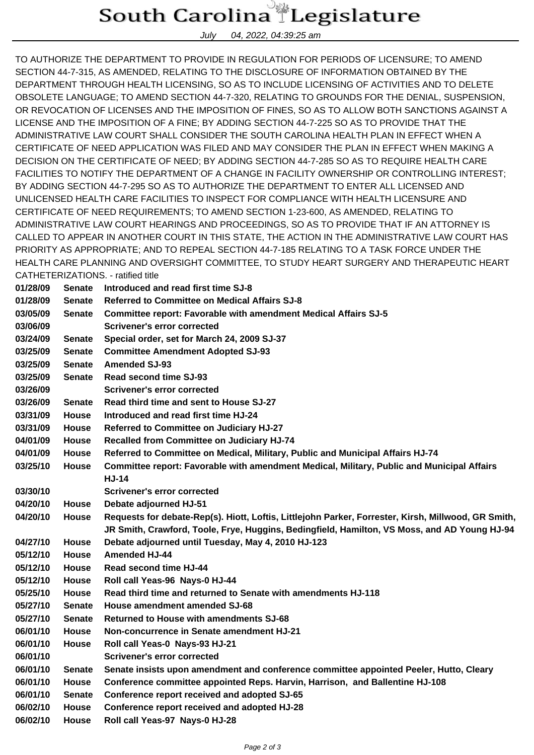TO AUTHORIZE THE DEPARTMENT TO PROVIDE IN REGULATION FOR PERIODS OF LICENSURE; TO AMEND SECTION 44-7-315, AS AMENDED, RELATING TO THE DISCLOSURE OF INFORMATION OBTAINED BY THE DEPARTMENT THROUGH HEALTH LICENSING, SO AS TO INCLUDE LICENSING OF ACTIVITIES AND TO DELETE OBSOLETE LANGUAGE; TO AMEND SECTION 44-7-320, RELATING TO GROUNDS FOR THE DENIAL, SUSPENSION, OR REVOCATION OF LICENSES AND THE IMPOSITION OF FINES, SO AS TO ALLOW BOTH SANCTIONS AGAINST A LICENSE AND THE IMPOSITION OF A FINE; BY ADDING SECTION 44-7-225 SO AS TO PROVIDE THAT THE ADMINISTRATIVE LAW COURT SHALL CONSIDER THE SOUTH CAROLINA HEALTH PLAN IN EFFECT WHEN A CERTIFICATE OF NEED APPLICATION WAS FILED AND MAY CONSIDER THE PLAN IN EFFECT WHEN MAKING A DECISION ON THE CERTIFICATE OF NEED; BY ADDING SECTION 44-7-285 SO AS TO REQUIRE HEALTH CARE FACILITIES TO NOTIFY THE DEPARTMENT OF A CHANGE IN FACILITY OWNERSHIP OR CONTROLLING INTEREST; BY ADDING SECTION 44-7-295 SO AS TO AUTHORIZE THE DEPARTMENT TO ENTER ALL LICENSED AND UNLICENSED HEALTH CARE FACILITIES TO INSPECT FOR COMPLIANCE WITH HEALTH LICENSURE AND CERTIFICATE OF NEED REQUIREMENTS; TO AMEND SECTION 1-23-600, AS AMENDED, RELATING TO ADMINISTRATIVE LAW COURT HEARINGS AND PROCEEDINGS, SO AS TO PROVIDE THAT IF AN ATTORNEY IS CALLED TO APPEAR IN ANOTHER COURT IN THIS STATE, THE ACTION IN THE ADMINISTRATIVE LAW COURT HAS PRIORITY AS APPROPRIATE; AND TO REPEAL SECTION 44-7-185 RELATING TO A TASK FORCE UNDER THE HEALTH CARE PLANNING AND OVERSIGHT COMMITTEE, TO STUDY HEART SURGERY AND THERAPEUTIC HEART CATHETERIZATIONS. - ratified title

| | | |
|---|---|---|
| **01/28/09** | **Senate** | **Introduced and read first time SJ-8** |
| **01/28/09** | **Senate** | **Referred to Committee on Medical Affairs SJ-8** |
| **03/05/09** | **Senate** | **Committee report: Favorable with amendment Medical Affairs SJ-5** |
| **03/06/09** | | **Scrivener's error corrected** |
| **03/24/09** | **Senate** | **Special order, set for March 24, 2009 SJ-37** |
| **03/25/09** | **Senate** | **Committee Amendment Adopted SJ-93** |
| **03/25/09** | **Senate** | **Amended SJ-93** |
| **03/25/09** | **Senate** | **Read second time SJ-93** |
| **03/26/09** | | **Scrivener's error corrected** |
| **03/26/09** | **Senate** | **Read third time and sent to House SJ-27** |
| **03/31/09** | **House** | **Introduced and read first time HJ-24** |
| **03/31/09** | **House** | **Referred to Committee on Judiciary HJ-27** |
| **04/01/09** | **House** | **Recalled from Committee on Judiciary HJ-74** |
| **04/01/09** | **House** | **Referred to Committee on Medical, Military, Public and Municipal Affairs HJ-74** |
| **03/25/10** | **House** | **Committee report: Favorable with amendment Medical, Military, Public and Municipal Affairs HJ-14** |
| **03/30/10** | | **Scrivener's error corrected** |
| **04/20/10** | **House** | **Debate adjourned HJ-51** |
| **04/20/10** | **House** | **Requests for debate-Rep(s). Hiott, Loftis, Littlejohn Parker, Forrester, Kirsh, Millwood, GR Smith, JR Smith, Crawford, Toole, Frye, Huggins, Bedingfield, Hamilton, VS Moss, and AD Young HJ-94** |
| **04/27/10** | **House** | **Debate adjourned until Tuesday, May 4, 2010 HJ-123** |
| **05/12/10** | **House** | **Amended HJ-44** |
| **05/12/10** | **House** | **Read second time HJ-44** |
| **05/12/10** | **House** | **Roll call Yeas-96 Nays-0 HJ-44** |
| **05/25/10** | **House** | **Read third time and returned to Senate with amendments HJ-118** |
| **05/27/10** | **Senate** | **House amendment amended SJ-68** |
| **05/27/10** | **Senate** | **Returned to House with amendments SJ-68** |
| **06/01/10** | **House** | **Non-concurrence in Senate amendment HJ-21** |
| **06/01/10** | **House** | **Roll call Yeas-0 Nays-93 HJ-21** |
| **06/01/10** | | **Scrivener's error corrected** |
| **06/01/10** | **Senate** | **Senate insists upon amendment and conference committee appointed Peeler, Hutto, Cleary** |
| **06/01/10** | **House** | **Conference committee appointed Reps. Harvin, Harrison, and Ballentine HJ-108** |
| **06/01/10** | **Senate** | **Conference report received and adopted SJ-65** |
| **06/02/10** | **House** | **Conference report received and adopted HJ-28** |
| **06/02/10** | **House** | **Roll call Yeas-97 Nays-0 HJ-28** |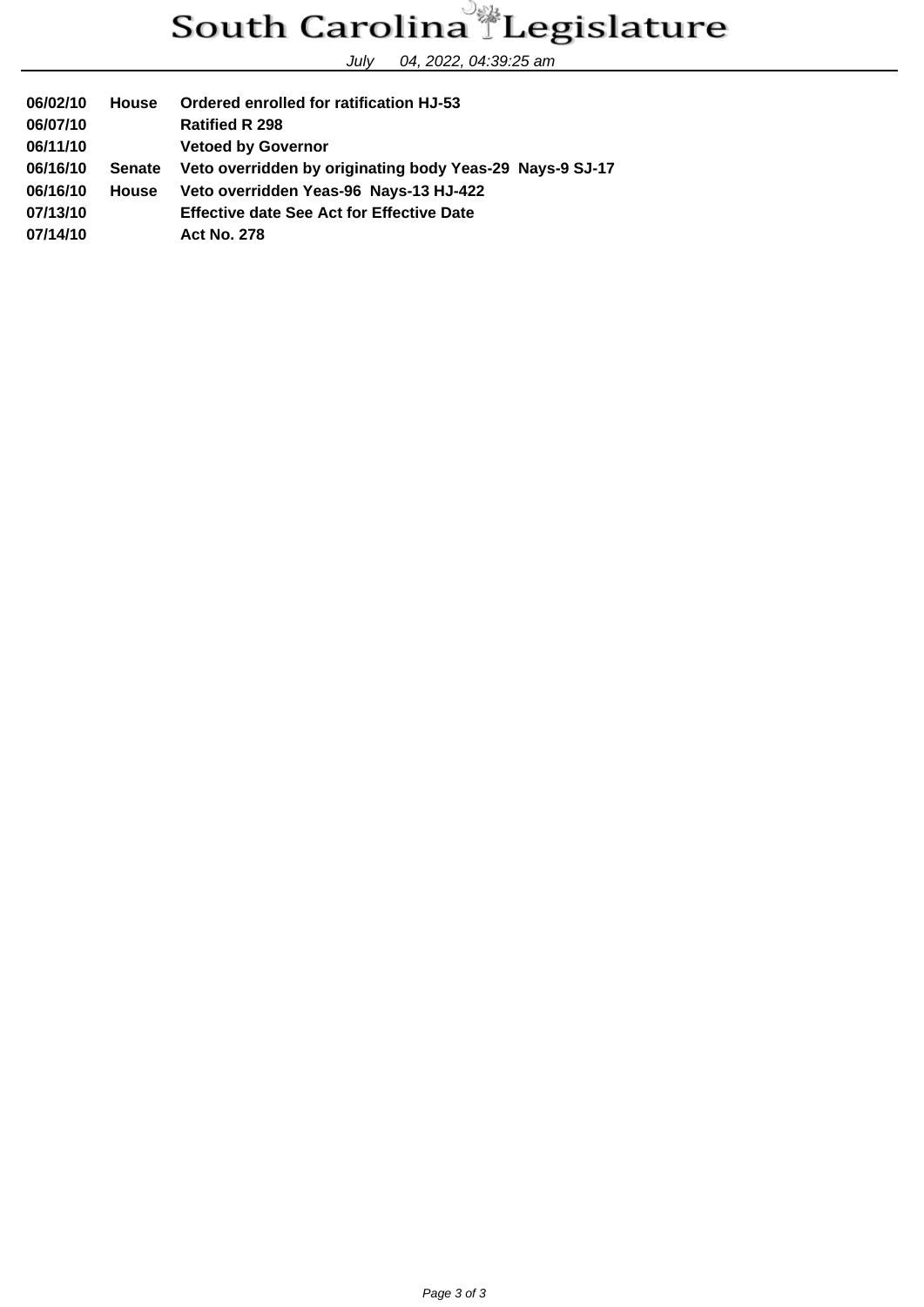| | | |
|---|---|---|
| 06/02/10 | House | Ordered enrolled for ratification HJ-53 |
| 06/07/10 | | Ratified R 298 |
| 06/11/10 | | Vetoed by Governor |
| 06/16/10 | Senate | Veto overridden by originating body Yeas-29 Nays-9 SJ-17 |
| 06/16/10 | House | Veto overridden Yeas-96 Nays-13 HJ-422 |
| 07/13/10 | | Effective date See Act for Effective Date |
| 07/14/10 | | Act No. 278 |